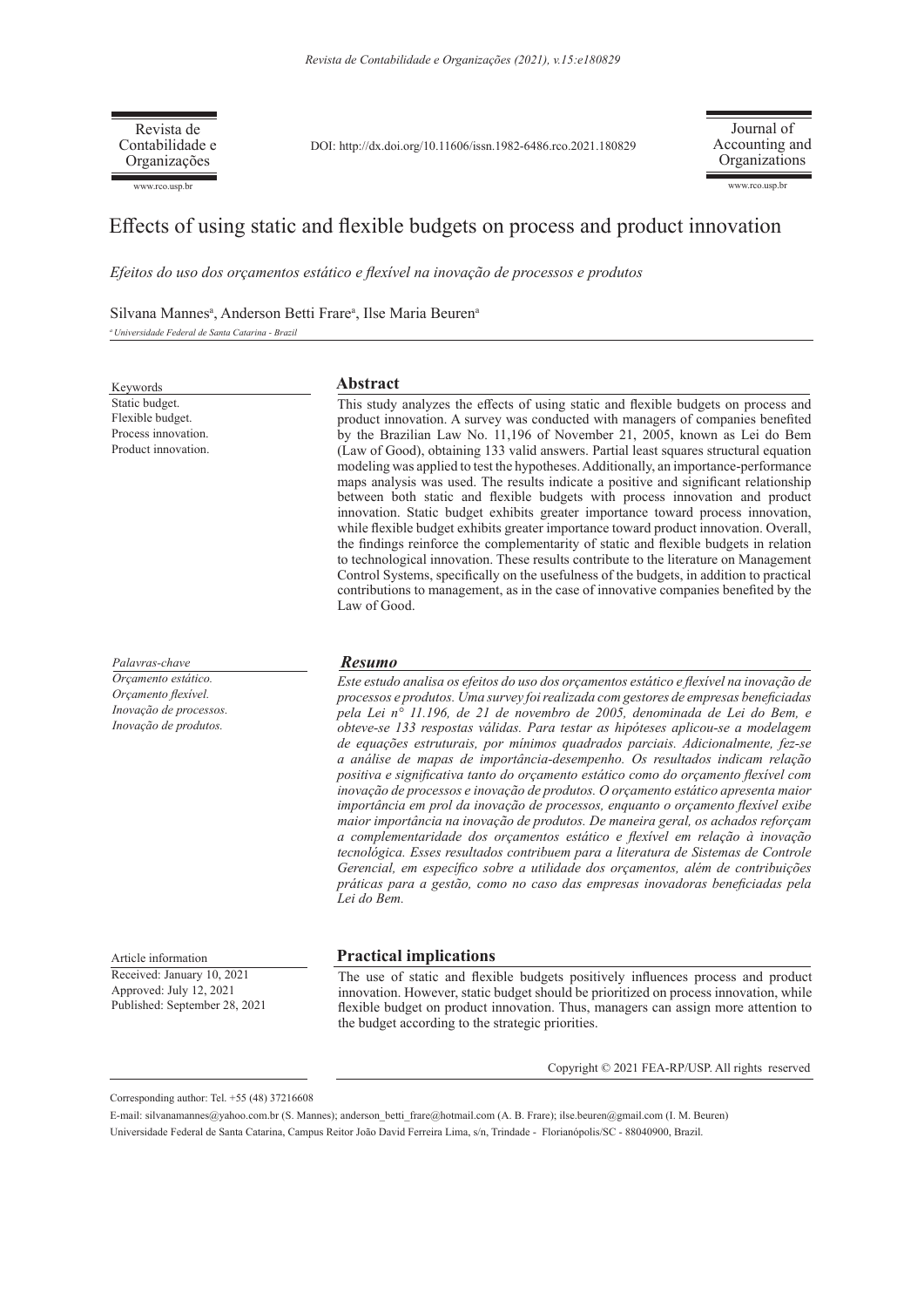Revista de Contabilidade e Organizações

www.rco.usp.br

DOI: http://dx.doi.org/10.11606/issn.1982-6486.rco.2021.180829

Journal of Accounting and Organizations

www.rco.usp.br

# Effects of using static and flexible budgets on process and product innovation

*Efeitos do uso dos orçamentos estático e flexível na inovação de processos e produtos*

Silvana Mannes[a], Anderson Betti Frare[a], Ilse Maria Beuren[a]

[a] *Universidade Federal de Santa Catarina - Brazil*

**Keywords**

Static budget.
Flexible budget.
Process innovation.
Product innovation.

## Abstract

This study analyzes the effects of using static and flexible budgets on process and product innovation. A survey was conducted with managers of companies benefited by the Brazilian Law No. 11,196 of November 21, 2005, known as Lei do Bem (Law of Good), obtaining 133 valid answers. Partial least squares structural equation modeling was applied to test the hypotheses. Additionally, an importance-performance maps analysis was used. The results indicate a positive and significant relationship between both static and flexible budgets with process innovation and product innovation. Static budget exhibits greater importance toward process innovation, while flexible budget exhibits greater importance toward product innovation. Overall, the findings reinforce the complementarity of static and flexible budgets in relation to technological innovation. These results contribute to the literature on Management Control Systems, specifically on the usefulness of the budgets, in addition to practical contributions to management, as in the case of innovative companies benefited by the Law of Good.

***Palavras-chave***

*Orçamento estático.*
*Orçamento flexível.*
*Inovação de processos.*
*Inovação de produtos.*

## *Resumo*

*Este estudo analisa os efeitos do uso dos orçamentos estático e flexível na inovação de processos e produtos. Uma survey foi realizada com gestores de empresas beneficiadas pela Lei n° 11.196, de 21 de novembro de 2005, denominada de Lei do Bem, e obteve-se 133 respostas válidas. Para testar as hipóteses aplicou-se a modelagem de equações estruturais, por mínimos quadrados parciais. Adicionalmente, fez-se a análise de mapas de importância-desempenho. Os resultados indicam relação positiva e significativa tanto do orçamento estático como do orçamento flexível com inovação de processos e inovação de produtos. O orçamento estático apresenta maior importância em prol da inovação de processos, enquanto o orçamento flexível exibe maior importância na inovação de produtos. De maneira geral, os achados reforçam a complementaridade dos orçamentos estático e flexível em relação à inovação tecnológica. Esses resultados contribuem para a literatura de Sistemas de Controle Gerencial, em específico sobre a utilidade dos orçamentos, além de contribuições práticas para a gestão, como no caso das empresas inovadoras beneficiadas pela Lei do Bem.*

**Article information**

Received: January 10, 2021
Approved: July 12, 2021
Published: September 28, 2021

## Practical implications

The use of static and flexible budgets positively influences process and product innovation. However, static budget should be prioritized on process innovation, while flexible budget on product innovation. Thus, managers can assign more attention to the budget according to the strategic priorities.

Copyright © 2021 FEA-RP/USP. All rights reserved

Corresponding author: Tel. +55 (48) 37216608

E-mail: silvanamannes@yahoo.com.br (S. Mannes); anderson_betti_frare@hotmail.com (A. B. Frare); ilse.beuren@gmail.com (I. M. Beuren)

Universidade Federal de Santa Catarina, Campus Reitor João David Ferreira Lima, s/n, Trindade - Florianópolis/SC - 88040900, Brazil.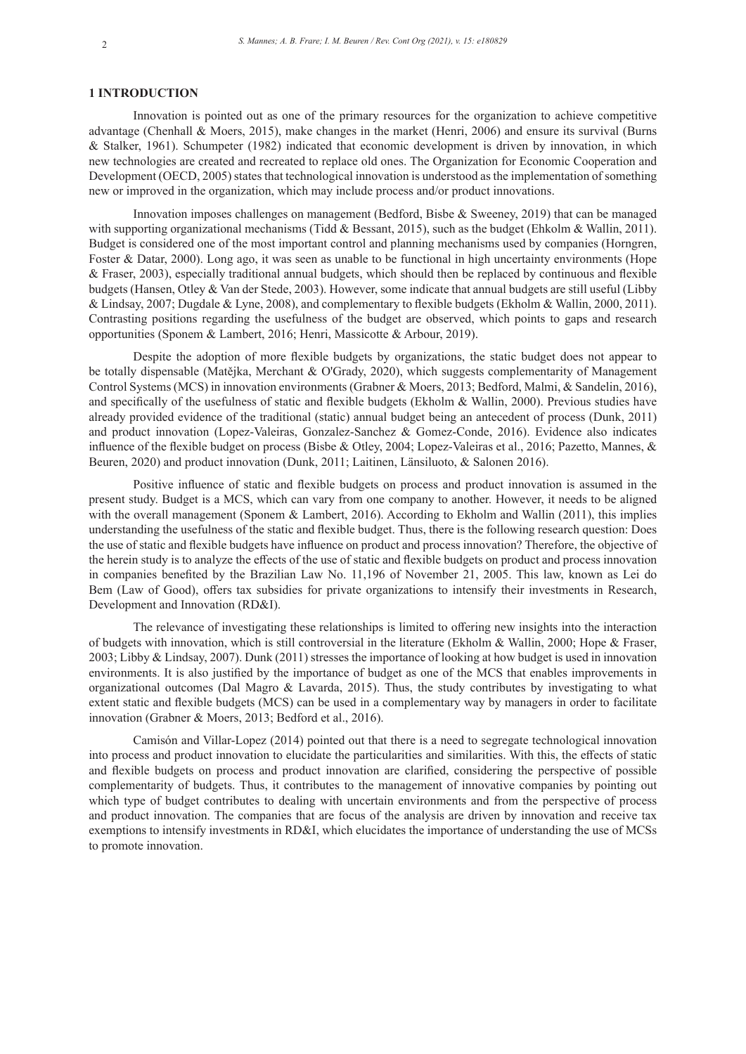## 1 INTRODUCTION

Innovation is pointed out as one of the primary resources for the organization to achieve competitive advantage (Chenhall & Moers, 2015), make changes in the market (Henri, 2006) and ensure its survival (Burns & Stalker, 1961). Schumpeter (1982) indicated that economic development is driven by innovation, in which new technologies are created and recreated to replace old ones. The Organization for Economic Cooperation and Development (OECD, 2005) states that technological innovation is understood as the implementation of something new or improved in the organization, which may include process and/or product innovations.

Innovation imposes challenges on management (Bedford, Bisbe & Sweeney, 2019) that can be managed with supporting organizational mechanisms (Tidd & Bessant, 2015), such as the budget (Ehkolm & Wallin, 2011). Budget is considered one of the most important control and planning mechanisms used by companies (Horngren, Foster & Datar, 2000). Long ago, it was seen as unable to be functional in high uncertainty environments (Hope & Fraser, 2003), especially traditional annual budgets, which should then be replaced by continuous and flexible budgets (Hansen, Otley & Van der Stede, 2003). However, some indicate that annual budgets are still useful (Libby & Lindsay, 2007; Dugdale & Lyne, 2008), and complementary to flexible budgets (Ekholm & Wallin, 2000, 2011). Contrasting positions regarding the usefulness of the budget are observed, which points to gaps and research opportunities (Sponem & Lambert, 2016; Henri, Massicotte & Arbour, 2019).

Despite the adoption of more flexible budgets by organizations, the static budget does not appear to be totally dispensable (Matějka, Merchant & O'Grady, 2020), which suggests complementarity of Management Control Systems (MCS) in innovation environments (Grabner & Moers, 2013; Bedford, Malmi, & Sandelin, 2016), and specifically of the usefulness of static and flexible budgets (Ekholm & Wallin, 2000). Previous studies have already provided evidence of the traditional (static) annual budget being an antecedent of process (Dunk, 2011) and product innovation (Lopez-Valeiras, Gonzalez-Sanchez & Gomez-Conde, 2016). Evidence also indicates influence of the flexible budget on process (Bisbe & Otley, 2004; Lopez-Valeiras et al., 2016; Pazetto, Mannes, & Beuren, 2020) and product innovation (Dunk, 2011; Laitinen, Länsiluoto, & Salonen 2016).

Positive influence of static and flexible budgets on process and product innovation is assumed in the present study. Budget is a MCS, which can vary from one company to another. However, it needs to be aligned with the overall management (Sponem & Lambert, 2016). According to Ekholm and Wallin (2011), this implies understanding the usefulness of the static and flexible budget. Thus, there is the following research question: Does the use of static and flexible budgets have influence on product and process innovation? Therefore, the objective of the herein study is to analyze the effects of the use of static and flexible budgets on product and process innovation in companies benefited by the Brazilian Law No. 11,196 of November 21, 2005. This law, known as Lei do Bem (Law of Good), offers tax subsidies for private organizations to intensify their investments in Research, Development and Innovation (RD&I).

The relevance of investigating these relationships is limited to offering new insights into the interaction of budgets with innovation, which is still controversial in the literature (Ekholm & Wallin, 2000; Hope & Fraser, 2003; Libby & Lindsay, 2007). Dunk (2011) stresses the importance of looking at how budget is used in innovation environments. It is also justified by the importance of budget as one of the MCS that enables improvements in organizational outcomes (Dal Magro & Lavarda, 2015). Thus, the study contributes by investigating to what extent static and flexible budgets (MCS) can be used in a complementary way by managers in order to facilitate innovation (Grabner & Moers, 2013; Bedford et al., 2016).

Camisón and Villar-Lopez (2014) pointed out that there is a need to segregate technological innovation into process and product innovation to elucidate the particularities and similarities. With this, the effects of static and flexible budgets on process and product innovation are clarified, considering the perspective of possible complementarity of budgets. Thus, it contributes to the management of innovative companies by pointing out which type of budget contributes to dealing with uncertain environments and from the perspective of process and product innovation. The companies that are focus of the analysis are driven by innovation and receive tax exemptions to intensify investments in RD&I, which elucidates the importance of understanding the use of MCSs to promote innovation.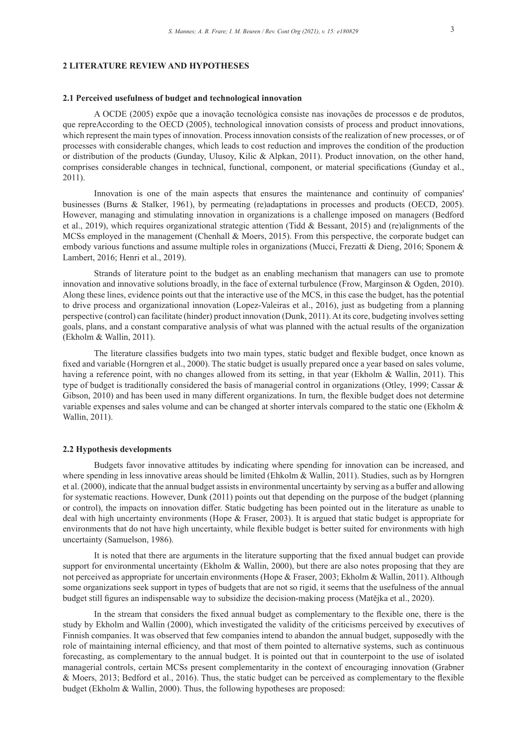## 2 LITERATURE REVIEW AND HYPOTHESES

### 2.1 Perceived usefulness of budget and technological innovation

A OCDE (2005) expõe que a inovação tecnológica consiste nas inovações de processos e de produtos, que repreAccording to the OECD (2005), technological innovation consists of process and product innovations, which represent the main types of innovation. Process innovation consists of the realization of new processes, or of processes with considerable changes, which leads to cost reduction and improves the condition of the production or distribution of the products (Gunday, Ulusoy, Kilic & Alpkan, 2011). Product innovation, on the other hand, comprises considerable changes in technical, functional, component, or material specifications (Gunday et al., 2011).

Innovation is one of the main aspects that ensures the maintenance and continuity of companies' businesses (Burns & Stalker, 1961), by permeating (re)adaptations in processes and products (OECD, 2005). However, managing and stimulating innovation in organizations is a challenge imposed on managers (Bedford et al., 2019), which requires organizational strategic attention (Tidd & Bessant, 2015) and (re)alignments of the MCSs employed in the management (Chenhall & Moers, 2015). From this perspective, the corporate budget can embody various functions and assume multiple roles in organizations (Mucci, Frezatti & Dieng, 2016; Sponem & Lambert, 2016; Henri et al., 2019).

Strands of literature point to the budget as an enabling mechanism that managers can use to promote innovation and innovative solutions broadly, in the face of external turbulence (Frow, Marginson & Ogden, 2010). Along these lines, evidence points out that the interactive use of the MCS, in this case the budget, has the potential to drive process and organizational innovation (Lopez-Valeiras et al., 2016), just as budgeting from a planning perspective (control) can facilitate (hinder) product innovation (Dunk, 2011). At its core, budgeting involves setting goals, plans, and a constant comparative analysis of what was planned with the actual results of the organization (Ekholm & Wallin, 2011).

The literature classifies budgets into two main types, static budget and flexible budget, once known as fixed and variable (Horngren et al., 2000). The static budget is usually prepared once a year based on sales volume, having a reference point, with no changes allowed from its setting, in that year (Ekholm & Wallin, 2011). This type of budget is traditionally considered the basis of managerial control in organizations (Otley, 1999; Cassar & Gibson, 2010) and has been used in many different organizations. In turn, the flexible budget does not determine variable expenses and sales volume and can be changed at shorter intervals compared to the static one (Ekholm & Wallin, 2011).

### 2.2 Hypothesis developments

Budgets favor innovative attitudes by indicating where spending for innovation can be increased, and where spending in less innovative areas should be limited (Ehkolm & Wallin, 2011). Studies, such as by Horngren et al. (2000), indicate that the annual budget assists in environmental uncertainty by serving as a buffer and allowing for systematic reactions. However, Dunk (2011) points out that depending on the purpose of the budget (planning or control), the impacts on innovation differ. Static budgeting has been pointed out in the literature as unable to deal with high uncertainty environments (Hope & Fraser, 2003). It is argued that static budget is appropriate for environments that do not have high uncertainty, while flexible budget is better suited for environments with high uncertainty (Samuelson, 1986).

It is noted that there are arguments in the literature supporting that the fixed annual budget can provide support for environmental uncertainty (Ekholm & Wallin, 2000), but there are also notes proposing that they are not perceived as appropriate for uncertain environments (Hope & Fraser, 2003; Ekholm & Wallin, 2011). Although some organizations seek support in types of budgets that are not so rigid, it seems that the usefulness of the annual budget still figures an indispensable way to subsidize the decision-making process (Matějka et al., 2020).

In the stream that considers the fixed annual budget as complementary to the flexible one, there is the study by Ekholm and Wallin (2000), which investigated the validity of the criticisms perceived by executives of Finnish companies. It was observed that few companies intend to abandon the annual budget, supposedly with the role of maintaining internal efficiency, and that most of them pointed to alternative systems, such as continuous forecasting, as complementary to the annual budget. It is pointed out that in counterpoint to the use of isolated managerial controls, certain MCSs present complementarity in the context of encouraging innovation (Grabner & Moers, 2013; Bedford et al., 2016). Thus, the static budget can be perceived as complementary to the flexible budget (Ekholm & Wallin, 2000). Thus, the following hypotheses are proposed: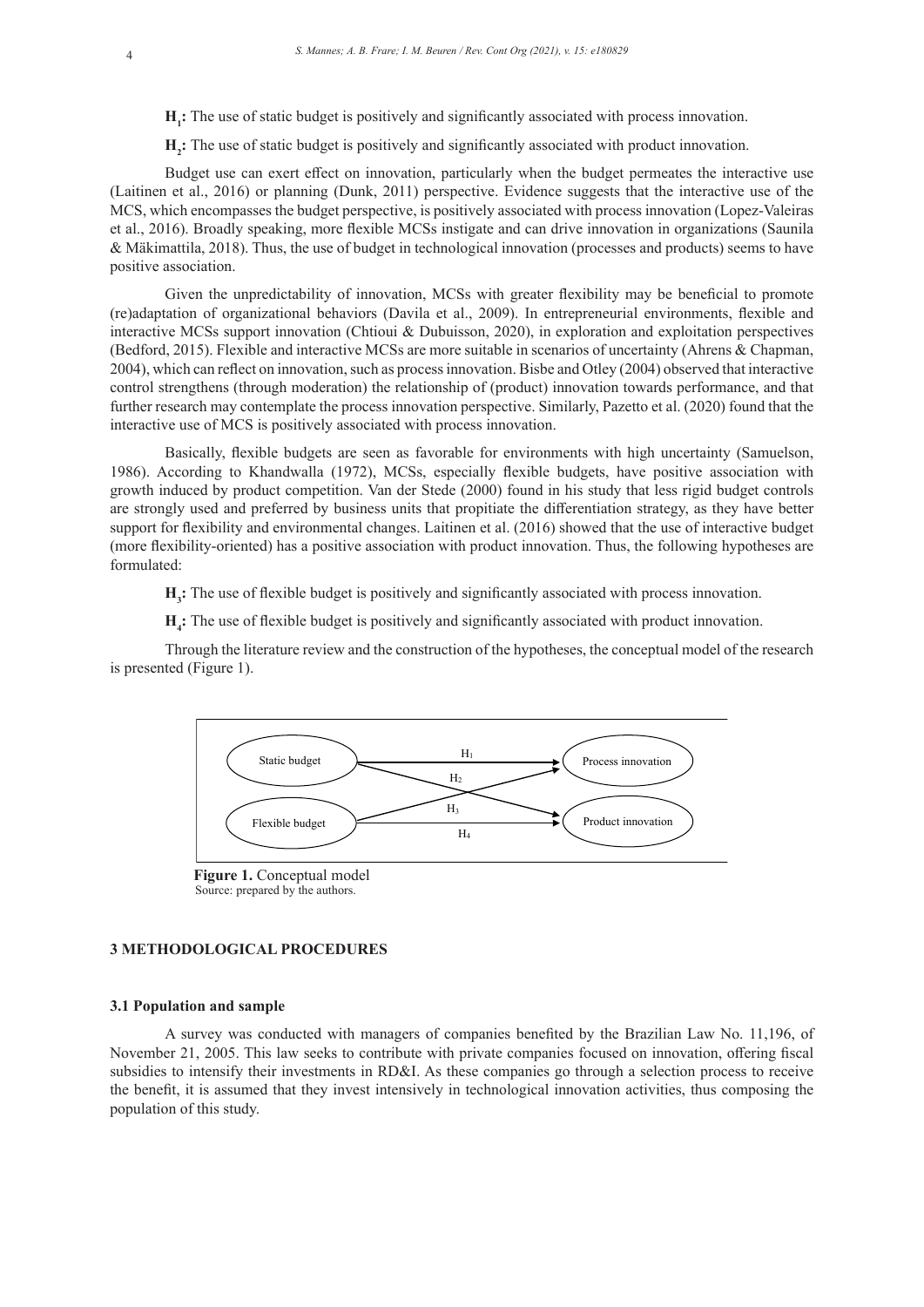**$H_1$:** The use of static budget is positively and significantly associated with process innovation.

**$H_2$:** The use of static budget is positively and significantly associated with product innovation.

Budget use can exert effect on innovation, particularly when the budget permeates the interactive use (Laitinen et al., 2016) or planning (Dunk, 2011) perspective. Evidence suggests that the interactive use of the MCS, which encompasses the budget perspective, is positively associated with process innovation (Lopez-Valeiras et al., 2016). Broadly speaking, more flexible MCSs instigate and can drive innovation in organizations (Saunila & Mäkimattila, 2018). Thus, the use of budget in technological innovation (processes and products) seems to have positive association.

Given the unpredictability of innovation, MCSs with greater flexibility may be beneficial to promote (re)adaptation of organizational behaviors (Davila et al., 2009). In entrepreneurial environments, flexible and interactive MCSs support innovation (Chtioui & Dubuisson, 2020), in exploration and exploitation perspectives (Bedford, 2015). Flexible and interactive MCSs are more suitable in scenarios of uncertainty (Ahrens & Chapman, 2004), which can reflect on innovation, such as process innovation. Bisbe and Otley (2004) observed that interactive control strengthens (through moderation) the relationship of (product) innovation towards performance, and that further research may contemplate the process innovation perspective. Similarly, Pazetto et al. (2020) found that the interactive use of MCS is positively associated with process innovation.

Basically, flexible budgets are seen as favorable for environments with high uncertainty (Samuelson, 1986). According to Khandwalla (1972), MCSs, especially flexible budgets, have positive association with growth induced by product competition. Van der Stede (2000) found in his study that less rigid budget controls are strongly used and preferred by business units that propitiate the differentiation strategy, as they have better support for flexibility and environmental changes. Laitinen et al. (2016) showed that the use of interactive budget (more flexibility-oriented) has a positive association with product innovation. Thus, the following hypotheses are formulated:

**$H_3$:** The use of flexible budget is positively and significantly associated with process innovation.

**$H_4$:** The use of flexible budget is positively and significantly associated with product innovation.

Through the literature review and the construction of the hypotheses, the conceptual model of the research is presented (Figure 1).

Static budget → ($H_1$) → Process innovation
Static budget → ($H_2$) → Product innovation
Flexible budget → ($H_3$) → Process innovation
Flexible budget → ($H_4$) → Product innovation

**Figure 1.** Conceptual model
Source: prepared by the authors.

## 3 METHODOLOGICAL PROCEDURES

### 3.1 Population and sample

A survey was conducted with managers of companies benefited by the Brazilian Law No. 11,196, of November 21, 2005. This law seeks to contribute with private companies focused on innovation, offering fiscal subsidies to intensify their investments in RD&I. As these companies go through a selection process to receive the benefit, it is assumed that they invest intensively in technological innovation activities, thus composing the population of this study.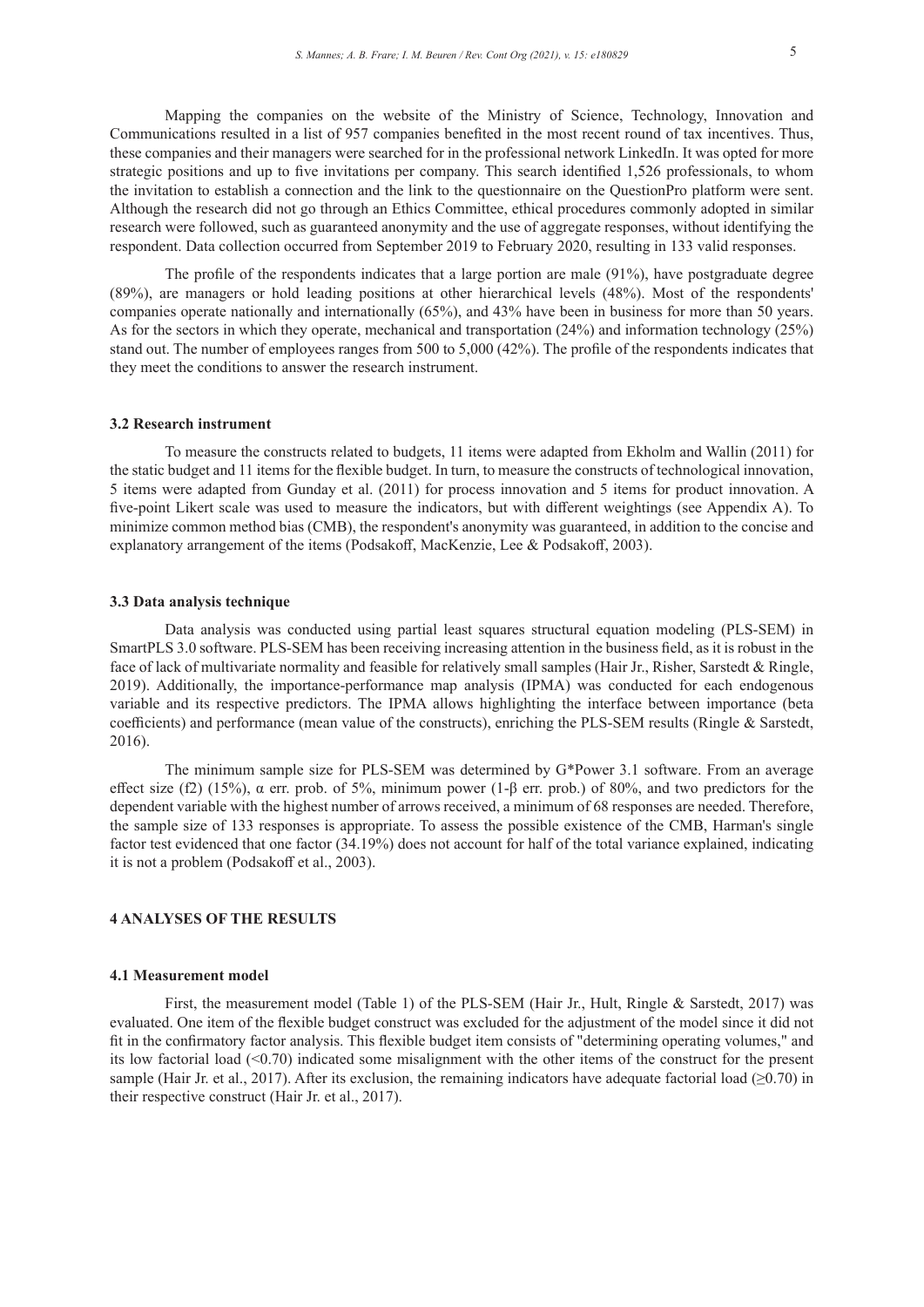Mapping the companies on the website of the Ministry of Science, Technology, Innovation and Communications resulted in a list of 957 companies benefited in the most recent round of tax incentives. Thus, these companies and their managers were searched for in the professional network LinkedIn. It was opted for more strategic positions and up to five invitations per company. This search identified 1,526 professionals, to whom the invitation to establish a connection and the link to the questionnaire on the QuestionPro platform were sent. Although the research did not go through an Ethics Committee, ethical procedures commonly adopted in similar research were followed, such as guaranteed anonymity and the use of aggregate responses, without identifying the respondent. Data collection occurred from September 2019 to February 2020, resulting in 133 valid responses.

The profile of the respondents indicates that a large portion are male (91%), have postgraduate degree (89%), are managers or hold leading positions at other hierarchical levels (48%). Most of the respondents' companies operate nationally and internationally (65%), and 43% have been in business for more than 50 years. As for the sectors in which they operate, mechanical and transportation (24%) and information technology (25%) stand out. The number of employees ranges from 500 to 5,000 (42%). The profile of the respondents indicates that they meet the conditions to answer the research instrument.

### 3.2 Research instrument

To measure the constructs related to budgets, 11 items were adapted from Ekholm and Wallin (2011) for the static budget and 11 items for the flexible budget. In turn, to measure the constructs of technological innovation, 5 items were adapted from Gunday et al. (2011) for process innovation and 5 items for product innovation. A five-point Likert scale was used to measure the indicators, but with different weightings (see Appendix A). To minimize common method bias (CMB), the respondent's anonymity was guaranteed, in addition to the concise and explanatory arrangement of the items (Podsakoff, MacKenzie, Lee & Podsakoff, 2003).

### 3.3 Data analysis technique

Data analysis was conducted using partial least squares structural equation modeling (PLS-SEM) in SmartPLS 3.0 software. PLS-SEM has been receiving increasing attention in the business field, as it is robust in the face of lack of multivariate normality and feasible for relatively small samples (Hair Jr., Risher, Sarstedt & Ringle, 2019). Additionally, the importance-performance map analysis (IPMA) was conducted for each endogenous variable and its respective predictors. The IPMA allows highlighting the interface between importance (beta coefficients) and performance (mean value of the constructs), enriching the PLS-SEM results (Ringle & Sarstedt, 2016).

The minimum sample size for PLS-SEM was determined by G*Power 3.1 software. From an average effect size (f2) (15%), α err. prob. of 5%, minimum power (1-β err. prob.) of 80%, and two predictors for the dependent variable with the highest number of arrows received, a minimum of 68 responses are needed. Therefore, the sample size of 133 responses is appropriate. To assess the possible existence of the CMB, Harman's single factor test evidenced that one factor (34.19%) does not account for half of the total variance explained, indicating it is not a problem (Podsakoff et al., 2003).

## 4 ANALYSES OF THE RESULTS

### 4.1 Measurement model

First, the measurement model (Table 1) of the PLS-SEM (Hair Jr., Hult, Ringle & Sarstedt, 2017) was evaluated. One item of the flexible budget construct was excluded for the adjustment of the model since it did not fit in the confirmatory factor analysis. This flexible budget item consists of "determining operating volumes," and its low factorial load (<0.70) indicated some misalignment with the other items of the construct for the present sample (Hair Jr. et al., 2017). After its exclusion, the remaining indicators have adequate factorial load (≥0.70) in their respective construct (Hair Jr. et al., 2017).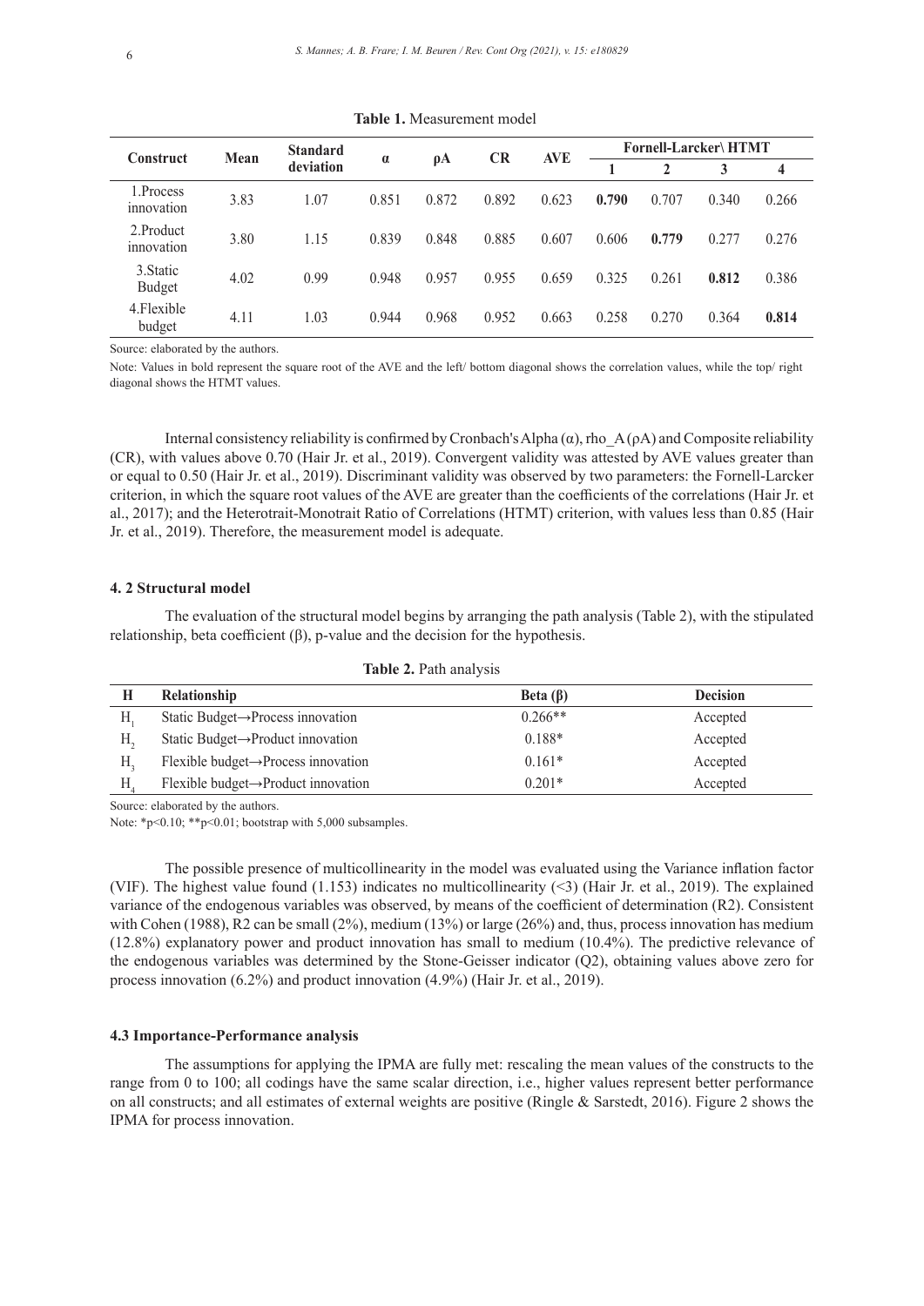**Table 1.** Measurement model

| Construct | Mean | Standard deviation | α | ρA | CR | AVE | Fornell-Larcker\ HTMT | | | |
|---|---|---|---|---|---|---|---|---|---|---|
| | | | | | | | 1 | 2 | 3 | 4 |
| 1.Process innovation | 3.83 | 1.07 | 0.851 | 0.872 | 0.892 | 0.623 | **0.790** | 0.707 | 0.340 | 0.266 |
| 2.Product innovation | 3.80 | 1.15 | 0.839 | 0.848 | 0.885 | 0.607 | 0.606 | **0.779** | 0.277 | 0.276 |
| 3.Static Budget | 4.02 | 0.99 | 0.948 | 0.957 | 0.955 | 0.659 | 0.325 | 0.261 | **0.812** | 0.386 |
| 4.Flexible budget | 4.11 | 1.03 | 0.944 | 0.968 | 0.952 | 0.663 | 0.258 | 0.270 | 0.364 | **0.814** |

Source: elaborated by the authors.

Note: Values in bold represent the square root of the AVE and the left/ bottom diagonal shows the correlation values, while the top/ right diagonal shows the HTMT values.

Internal consistency reliability is confirmed by Cronbach's Alpha (α), rho_A (ρA) and Composite reliability (CR), with values above 0.70 (Hair Jr. et al., 2019). Convergent validity was attested by AVE values greater than or equal to 0.50 (Hair Jr. et al., 2019). Discriminant validity was observed by two parameters: the Fornell-Larcker criterion, in which the square root values of the AVE are greater than the coefficients of the correlations (Hair Jr. et al., 2017); and the Heterotrait-Monotrait Ratio of Correlations (HTMT) criterion, with values less than 0.85 (Hair Jr. et al., 2019). Therefore, the measurement model is adequate.

### 4. 2 Structural model

The evaluation of the structural model begins by arranging the path analysis (Table 2), with the stipulated relationship, beta coefficient (β), p-value and the decision for the hypothesis.

**Table 2.** Path analysis

| H | Relationship | Beta (β) | Decision |
|---|---|---|---|
| $H_1$ | Static Budget→Process innovation | 0.266** | Accepted |
| $H_2$ | Static Budget→Product innovation | 0.188* | Accepted |
| $H_3$ | Flexible budget→Process innovation | 0.161* | Accepted |
| $H_4$ | Flexible budget→Product innovation | 0.201* | Accepted |

Source: elaborated by the authors.

Note: *$p<0.10$; **$p<0.01$; bootstrap with 5,000 subsamples.

The possible presence of multicollinearity in the model was evaluated using the Variance inflation factor (VIF). The highest value found (1.153) indicates no multicollinearity (<3) (Hair Jr. et al., 2019). The explained variance of the endogenous variables was observed, by means of the coefficient of determination (R2). Consistent with Cohen (1988), R2 can be small (2%), medium (13%) or large (26%) and, thus, process innovation has medium (12.8%) explanatory power and product innovation has small to medium (10.4%). The predictive relevance of the endogenous variables was determined by the Stone-Geisser indicator (Q2), obtaining values above zero for process innovation (6.2%) and product innovation (4.9%) (Hair Jr. et al., 2019).

### 4.3 Importance-Performance analysis

The assumptions for applying the IPMA are fully met: rescaling the mean values of the constructs to the range from 0 to 100; all codings have the same scalar direction, i.e., higher values represent better performance on all constructs; and all estimates of external weights are positive (Ringle & Sarstedt, 2016). Figure 2 shows the IPMA for process innovation.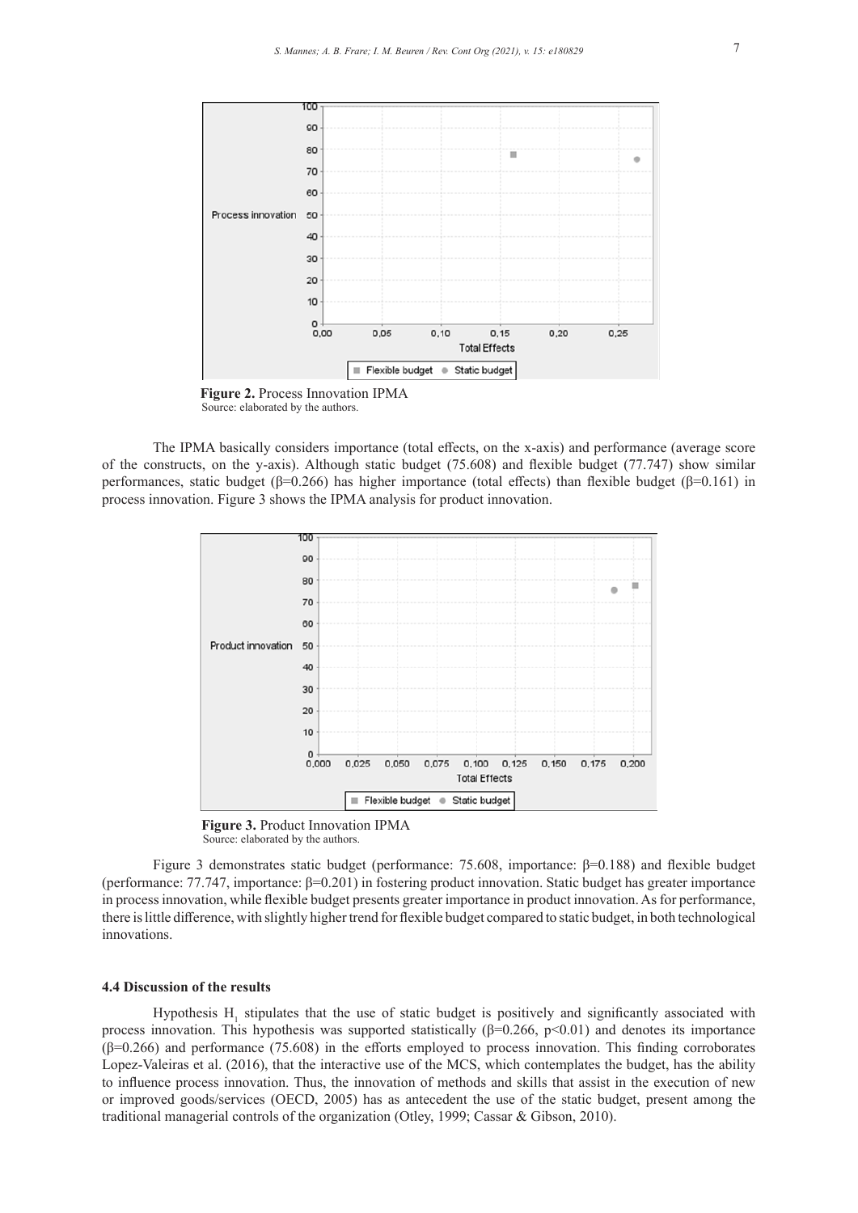**Figure 2.** Process Innovation IPMA
Source: elaborated by the authors.

The IPMA basically considers importance (total effects, on the x-axis) and performance (average score of the constructs, on the y-axis). Although static budget (75.608) and flexible budget (77.747) show similar performances, static budget ($\beta$=0.266) has higher importance (total effects) than flexible budget ($\beta$=0.161) in process innovation. Figure 3 shows the IPMA analysis for product innovation.

**Figure 3.** Product Innovation IPMA
Source: elaborated by the authors.

Figure 3 demonstrates static budget (performance: 75.608, importance: $\beta$=0.188) and flexible budget (performance: 77.747, importance: $\beta$=0.201) in fostering product innovation. Static budget has greater importance in process innovation, while flexible budget presents greater importance in product innovation. As for performance, there is little difference, with slightly higher trend for flexible budget compared to static budget, in both technological innovations.

### 4.4 Discussion of the results

Hypothesis $H_1$ stipulates that the use of static budget is positively and significantly associated with process innovation. This hypothesis was supported statistically ($\beta$=0.266, $p<0.01$) and denotes its importance ($\beta$=0.266) and performance (75.608) in the efforts employed to process innovation. This finding corroborates Lopez-Valeiras et al. (2016), that the interactive use of the MCS, which contemplates the budget, has the ability to influence process innovation. Thus, the innovation of methods and skills that assist in the execution of new or improved goods/services (OECD, 2005) has as antecedent the use of the static budget, present among the traditional managerial controls of the organization (Otley, 1999; Cassar & Gibson, 2010).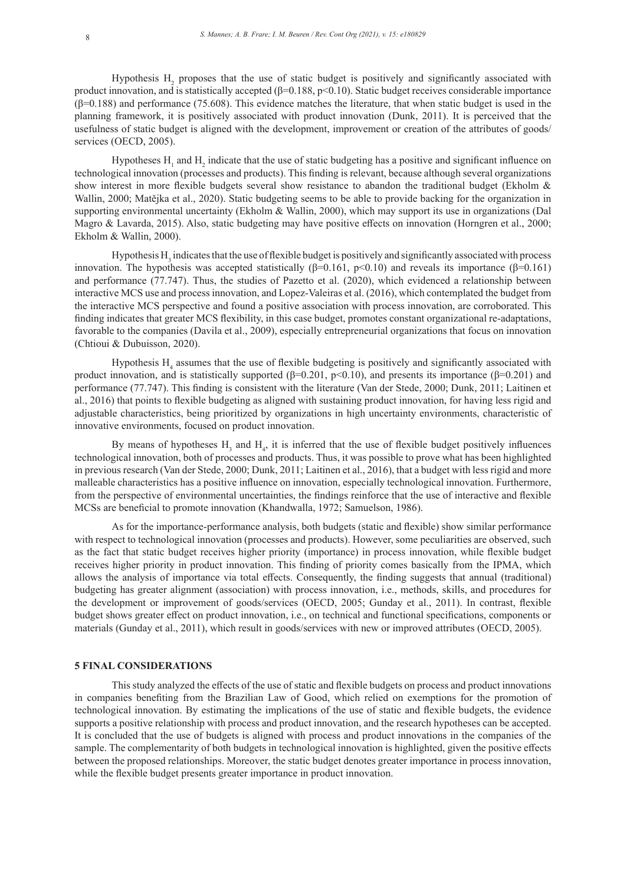Hypothesis $H_2$ proposes that the use of static budget is positively and significantly associated with product innovation, and is statistically accepted ($\beta=0.188$, $p<0.10$). Static budget receives considerable importance ($\beta=0.188$) and performance (75.608). This evidence matches the literature, that when static budget is used in the planning framework, it is positively associated with product innovation (Dunk, 2011). It is perceived that the usefulness of static budget is aligned with the development, improvement or creation of the attributes of goods/services (OECD, 2005).

Hypotheses $H_1$ and $H_2$ indicate that the use of static budgeting has a positive and significant influence on technological innovation (processes and products). This finding is relevant, because although several organizations show interest in more flexible budgets several show resistance to abandon the traditional budget (Ekholm & Wallin, 2000; Matějka et al., 2020). Static budgeting seems to be able to provide backing for the organization in supporting environmental uncertainty (Ekholm & Wallin, 2000), which may support its use in organizations (Dal Magro & Lavarda, 2015). Also, static budgeting may have positive effects on innovation (Horngren et al., 2000; Ekholm & Wallin, 2000).

Hypothesis $H_3$ indicates that the use of flexible budget is positively and significantly associated with process innovation. The hypothesis was accepted statistically ($\beta=0.161$, $p<0.10$) and reveals its importance ($\beta=0.161$) and performance (77.747). Thus, the studies of Pazetto et al. (2020), which evidenced a relationship between interactive MCS use and process innovation, and Lopez-Valeiras et al. (2016), which contemplated the budget from the interactive MCS perspective and found a positive association with process innovation, are corroborated. This finding indicates that greater MCS flexibility, in this case budget, promotes constant organizational re-adaptations, favorable to the companies (Davila et al., 2009), especially entrepreneurial organizations that focus on innovation (Chtioui & Dubuisson, 2020).

Hypothesis $H_4$ assumes that the use of flexible budgeting is positively and significantly associated with product innovation, and is statistically supported ($\beta=0.201$, $p<0.10$), and presents its importance ($\beta=0.201$) and performance (77.747). This finding is consistent with the literature (Van der Stede, 2000; Dunk, 2011; Laitinen et al., 2016) that points to flexible budgeting as aligned with sustaining product innovation, for having less rigid and adjustable characteristics, being prioritized by organizations in high uncertainty environments, characteristic of innovative environments, focused on product innovation.

By means of hypotheses $H_3$ and $H_4$, it is inferred that the use of flexible budget positively influences technological innovation, both of processes and products. Thus, it was possible to prove what has been highlighted in previous research (Van der Stede, 2000; Dunk, 2011; Laitinen et al., 2016), that a budget with less rigid and more malleable characteristics has a positive influence on innovation, especially technological innovation. Furthermore, from the perspective of environmental uncertainties, the findings reinforce that the use of interactive and flexible MCSs are beneficial to promote innovation (Khandwalla, 1972; Samuelson, 1986).

As for the importance-performance analysis, both budgets (static and flexible) show similar performance with respect to technological innovation (processes and products). However, some peculiarities are observed, such as the fact that static budget receives higher priority (importance) in process innovation, while flexible budget receives higher priority in product innovation. This finding of priority comes basically from the IPMA, which allows the analysis of importance via total effects. Consequently, the finding suggests that annual (traditional) budgeting has greater alignment (association) with process innovation, i.e., methods, skills, and procedures for the development or improvement of goods/services (OECD, 2005; Gunday et al., 2011). In contrast, flexible budget shows greater effect on product innovation, i.e., on technical and functional specifications, components or materials (Gunday et al., 2011), which result in goods/services with new or improved attributes (OECD, 2005).

## 5 FINAL CONSIDERATIONS

This study analyzed the effects of the use of static and flexible budgets on process and product innovations in companies benefiting from the Brazilian Law of Good, which relied on exemptions for the promotion of technological innovation. By estimating the implications of the use of static and flexible budgets, the evidence supports a positive relationship with process and product innovation, and the research hypotheses can be accepted. It is concluded that the use of budgets is aligned with process and product innovations in the companies of the sample. The complementarity of both budgets in technological innovation is highlighted, given the positive effects between the proposed relationships. Moreover, the static budget denotes greater importance in process innovation, while the flexible budget presents greater importance in product innovation.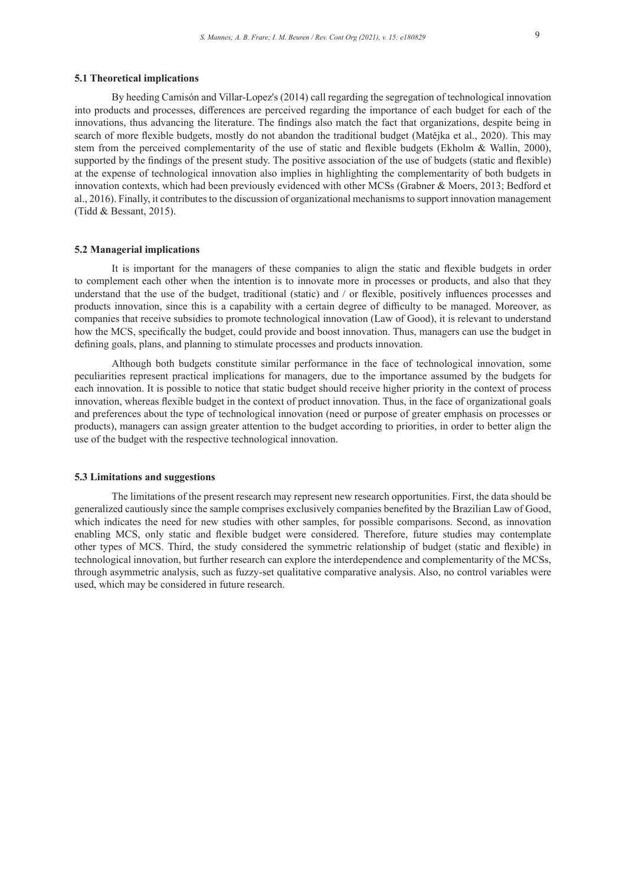### 5.1 Theoretical implications

By heeding Camisón and Villar-Lopez's (2014) call regarding the segregation of technological innovation into products and processes, differences are perceived regarding the importance of each budget for each of the innovations, thus advancing the literature. The findings also match the fact that organizations, despite being in search of more flexible budgets, mostly do not abandon the traditional budget (Matějka et al., 2020). This may stem from the perceived complementarity of the use of static and flexible budgets (Ekholm & Wallin, 2000), supported by the findings of the present study. The positive association of the use of budgets (static and flexible) at the expense of technological innovation also implies in highlighting the complementarity of both budgets in innovation contexts, which had been previously evidenced with other MCSs (Grabner & Moers, 2013; Bedford et al., 2016). Finally, it contributes to the discussion of organizational mechanisms to support innovation management (Tidd & Bessant, 2015).

### 5.2 Managerial implications

It is important for the managers of these companies to align the static and flexible budgets in order to complement each other when the intention is to innovate more in processes or products, and also that they understand that the use of the budget, traditional (static) and / or flexible, positively influences processes and products innovation, since this is a capability with a certain degree of difficulty to be managed. Moreover, as companies that receive subsidies to promote technological innovation (Law of Good), it is relevant to understand how the MCS, specifically the budget, could provide and boost innovation. Thus, managers can use the budget in defining goals, plans, and planning to stimulate processes and products innovation.

Although both budgets constitute similar performance in the face of technological innovation, some peculiarities represent practical implications for managers, due to the importance assumed by the budgets for each innovation. It is possible to notice that static budget should receive higher priority in the context of process innovation, whereas flexible budget in the context of product innovation. Thus, in the face of organizational goals and preferences about the type of technological innovation (need or purpose of greater emphasis on processes or products), managers can assign greater attention to the budget according to priorities, in order to better align the use of the budget with the respective technological innovation.

### 5.3 Limitations and suggestions

The limitations of the present research may represent new research opportunities. First, the data should be generalized cautiously since the sample comprises exclusively companies benefited by the Brazilian Law of Good, which indicates the need for new studies with other samples, for possible comparisons. Second, as innovation enabling MCS, only static and flexible budget were considered. Therefore, future studies may contemplate other types of MCS. Third, the study considered the symmetric relationship of budget (static and flexible) in technological innovation, but further research can explore the interdependence and complementarity of the MCSs, through asymmetric analysis, such as fuzzy-set qualitative comparative analysis. Also, no control variables were used, which may be considered in future research.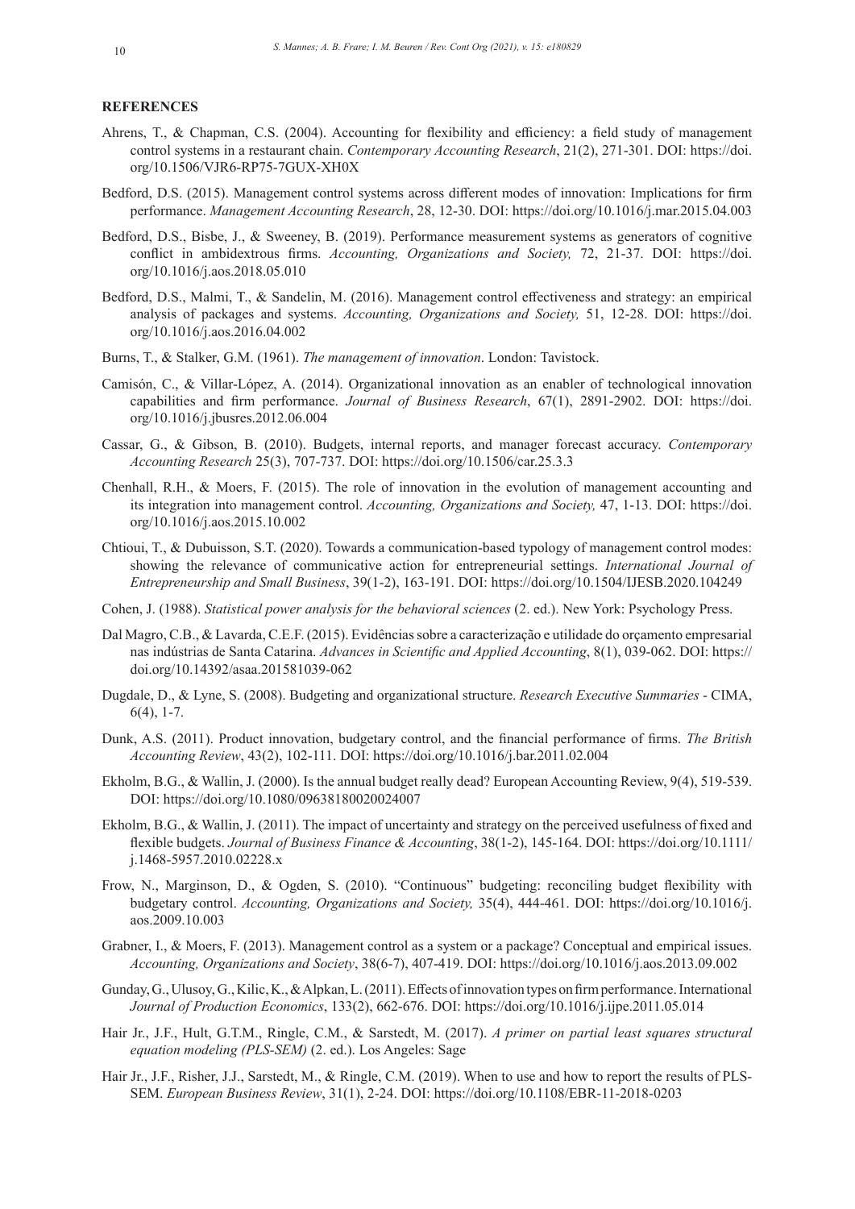## REFERENCES

Ahrens, T., & Chapman, C.S. (2004). Accounting for flexibility and efficiency: a field study of management control systems in a restaurant chain. *Contemporary Accounting Research*, 21(2), 271-301. DOI: https://doi.org/10.1506/VJR6-RP75-7GUX-XH0X

Bedford, D.S. (2015). Management control systems across different modes of innovation: Implications for firm performance. *Management Accounting Research*, 28, 12-30. DOI: https://doi.org/10.1016/j.mar.2015.04.003

Bedford, D.S., Bisbe, J., & Sweeney, B. (2019). Performance measurement systems as generators of cognitive conflict in ambidextrous firms. *Accounting, Organizations and Society,* 72, 21-37. DOI: https://doi.org/10.1016/j.aos.2018.05.010

Bedford, D.S., Malmi, T., & Sandelin, M. (2016). Management control effectiveness and strategy: an empirical analysis of packages and systems. *Accounting, Organizations and Society,* 51, 12-28. DOI: https://doi.org/10.1016/j.aos.2016.04.002

Burns, T., & Stalker, G.M. (1961). *The management of innovation*. London: Tavistock.

Camisón, C., & Villar-López, A. (2014). Organizational innovation as an enabler of technological innovation capabilities and firm performance. *Journal of Business Research*, 67(1), 2891-2902. DOI: https://doi.org/10.1016/j.jbusres.2012.06.004

Cassar, G., & Gibson, B. (2010). Budgets, internal reports, and manager forecast accuracy. *Contemporary Accounting Research* 25(3), 707-737. DOI: https://doi.org/10.1506/car.25.3.3

Chenhall, R.H., & Moers, F. (2015). The role of innovation in the evolution of management accounting and its integration into management control. *Accounting, Organizations and Society,* 47, 1-13. DOI: https://doi.org/10.1016/j.aos.2015.10.002

Chtioui, T., & Dubuisson, S.T. (2020). Towards a communication-based typology of management control modes: showing the relevance of communicative action for entrepreneurial settings. *International Journal of Entrepreneurship and Small Business*, 39(1-2), 163-191. DOI: https://doi.org/10.1504/IJESB.2020.104249

Cohen, J. (1988). *Statistical power analysis for the behavioral sciences* (2. ed.). New York: Psychology Press.

Dal Magro, C.B., & Lavarda, C.E.F. (2015). Evidências sobre a caracterização e utilidade do orçamento empresarial nas indústrias de Santa Catarina. *Advances in Scientific and Applied Accounting*, 8(1), 039-062. DOI: https://doi.org/10.14392/asaa.201581039-062

Dugdale, D., & Lyne, S. (2008). Budgeting and organizational structure. *Research Executive Summaries* - CIMA, 6(4), 1-7.

Dunk, A.S. (2011). Product innovation, budgetary control, and the financial performance of firms. *The British Accounting Review*, 43(2), 102-111. DOI: https://doi.org/10.1016/j.bar.2011.02.004

Ekholm, B.G., & Wallin, J. (2000). Is the annual budget really dead? European Accounting Review, 9(4), 519-539. DOI: https://doi.org/10.1080/09638180020024007

Ekholm, B.G., & Wallin, J. (2011). The impact of uncertainty and strategy on the perceived usefulness of fixed and flexible budgets. *Journal of Business Finance & Accounting*, 38(1-2), 145-164. DOI: https://doi.org/10.1111/j.1468-5957.2010.02228.x

Frow, N., Marginson, D., & Ogden, S. (2010). "Continuous" budgeting: reconciling budget flexibility with budgetary control. *Accounting, Organizations and Society,* 35(4), 444-461. DOI: https://doi.org/10.1016/j.aos.2009.10.003

Grabner, I., & Moers, F. (2013). Management control as a system or a package? Conceptual and empirical issues. *Accounting, Organizations and Society*, 38(6-7), 407-419. DOI: https://doi.org/10.1016/j.aos.2013.09.002

Gunday, G., Ulusoy, G., Kilic, K., & Alpkan, L. (2011). Effects of innovation types on firm performance. International *Journal of Production Economics*, 133(2), 662-676. DOI: https://doi.org/10.1016/j.ijpe.2011.05.014

Hair Jr., J.F., Hult, G.T.M., Ringle, C.M., & Sarstedt, M. (2017). *A primer on partial least squares structural equation modeling (PLS-SEM)* (2. ed.). Los Angeles: Sage

Hair Jr., J.F., Risher, J.J., Sarstedt, M., & Ringle, C.M. (2019). When to use and how to report the results of PLS-SEM. *European Business Review*, 31(1), 2-24. DOI: https://doi.org/10.1108/EBR-11-2018-0203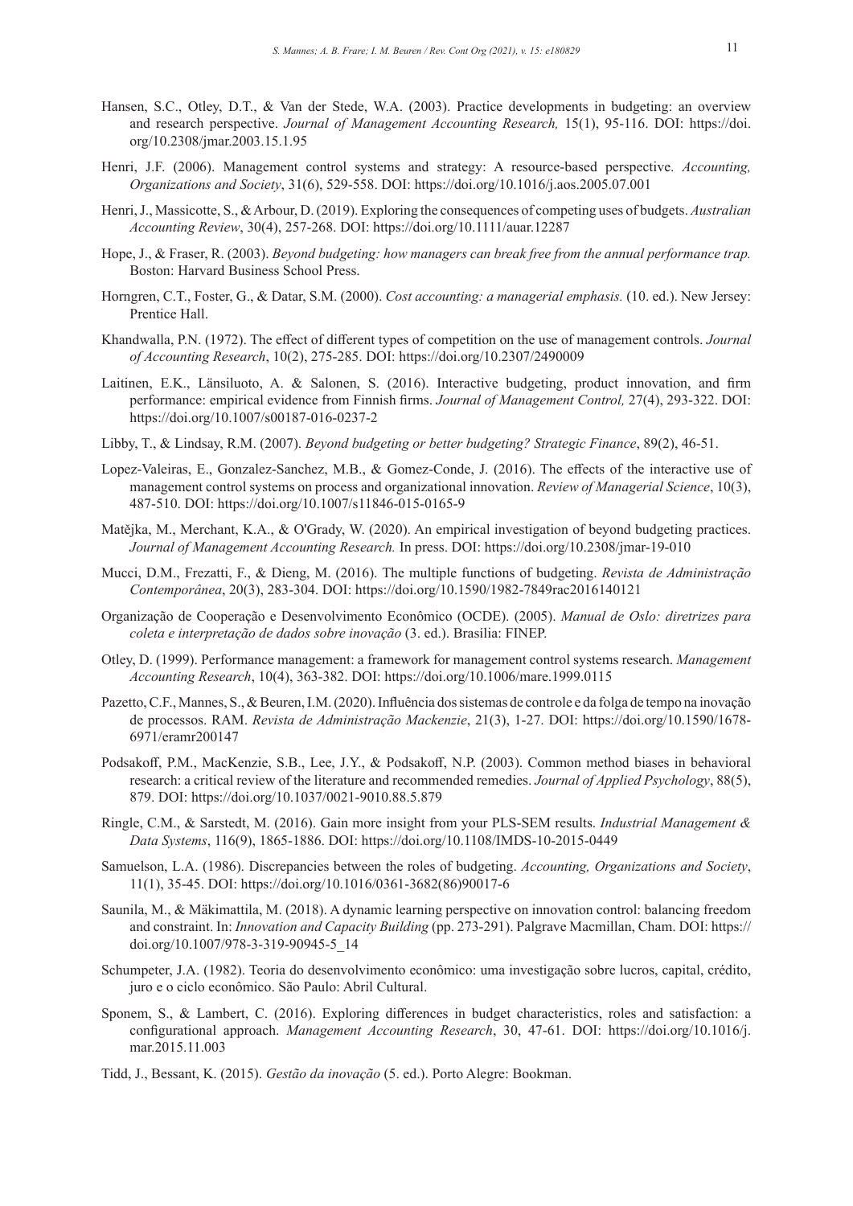Hansen, S.C., Otley, D.T., & Van der Stede, W.A. (2003). Practice developments in budgeting: an overview and research perspective. *Journal of Management Accounting Research,* 15(1), 95-116. DOI: https://doi.org/10.2308/jmar.2003.15.1.95

Henri, J.F. (2006). Management control systems and strategy: A resource-based perspective. *Accounting, Organizations and Society*, 31(6), 529-558. DOI: https://doi.org/10.1016/j.aos.2005.07.001

Henri, J., Massicotte, S., & Arbour, D. (2019). Exploring the consequences of competing uses of budgets. *Australian Accounting Review*, 30(4), 257-268. DOI: https://doi.org/10.1111/auar.12287

Hope, J., & Fraser, R. (2003). *Beyond budgeting: how managers can break free from the annual performance trap.* Boston: Harvard Business School Press.

Horngren, C.T., Foster, G., & Datar, S.M. (2000). *Cost accounting: a managerial emphasis.* (10. ed.). New Jersey: Prentice Hall.

Khandwalla, P.N. (1972). The effect of different types of competition on the use of management controls. *Journal of Accounting Research*, 10(2), 275-285. DOI: https://doi.org/10.2307/2490009

Laitinen, E.K., Länsiluoto, A. & Salonen, S. (2016). Interactive budgeting, product innovation, and firm performance: empirical evidence from Finnish firms. *Journal of Management Control,* 27(4), 293-322. DOI: https://doi.org/10.1007/s00187-016-0237-2

Libby, T., & Lindsay, R.M. (2007). *Beyond budgeting or better budgeting? Strategic Finance*, 89(2), 46-51.

Lopez-Valeiras, E., Gonzalez-Sanchez, M.B., & Gomez-Conde, J. (2016). The effects of the interactive use of management control systems on process and organizational innovation. *Review of Managerial Science*, 10(3), 487-510. DOI: https://doi.org/10.1007/s11846-015-0165-9

Matějka, M., Merchant, K.A., & O'Grady, W. (2020). An empirical investigation of beyond budgeting practices. *Journal of Management Accounting Research.* In press. DOI: https://doi.org/10.2308/jmar-19-010

Mucci, D.M., Frezatti, F., & Dieng, M. (2016). The multiple functions of budgeting. *Revista de Administração Contemporânea*, 20(3), 283-304. DOI: https://doi.org/10.1590/1982-7849rac2016140121

Organização de Cooperação e Desenvolvimento Econômico (OCDE). (2005). *Manual de Oslo: diretrizes para coleta e interpretação de dados sobre inovação* (3. ed.). Brasília: FINEP.

Otley, D. (1999). Performance management: a framework for management control systems research. *Management Accounting Research*, 10(4), 363-382. DOI: https://doi.org/10.1006/mare.1999.0115

Pazetto, C.F., Mannes, S., & Beuren, I.M. (2020). Influência dos sistemas de controle e da folga de tempo na inovação de processos. RAM. *Revista de Administração Mackenzie*, 21(3), 1-27. DOI: https://doi.org/10.1590/1678-6971/eramr200147

Podsakoff, P.M., MacKenzie, S.B., Lee, J.Y., & Podsakoff, N.P. (2003). Common method biases in behavioral research: a critical review of the literature and recommended remedies. *Journal of Applied Psychology*, 88(5), 879. DOI: https://doi.org/10.1037/0021-9010.88.5.879

Ringle, C.M., & Sarstedt, M. (2016). Gain more insight from your PLS-SEM results. *Industrial Management & Data Systems*, 116(9), 1865-1886. DOI: https://doi.org/10.1108/IMDS-10-2015-0449

Samuelson, L.A. (1986). Discrepancies between the roles of budgeting. *Accounting, Organizations and Society*, 11(1), 35-45. DOI: https://doi.org/10.1016/0361-3682(86)90017-6

Saunila, M., & Mäkimattila, M. (2018). A dynamic learning perspective on innovation control: balancing freedom and constraint. In: *Innovation and Capacity Building* (pp. 273-291). Palgrave Macmillan, Cham. DOI: https://doi.org/10.1007/978-3-319-90945-5_14

Schumpeter, J.A. (1982). Teoria do desenvolvimento econômico: uma investigação sobre lucros, capital, crédito, juro e o ciclo econômico. São Paulo: Abril Cultural.

Sponem, S., & Lambert, C. (2016). Exploring differences in budget characteristics, roles and satisfaction: a configurational approach. *Management Accounting Research*, 30, 47-61. DOI: https://doi.org/10.1016/j.mar.2015.11.003

Tidd, J., Bessant, K. (2015). *Gestão da inovação* (5. ed.). Porto Alegre: Bookman.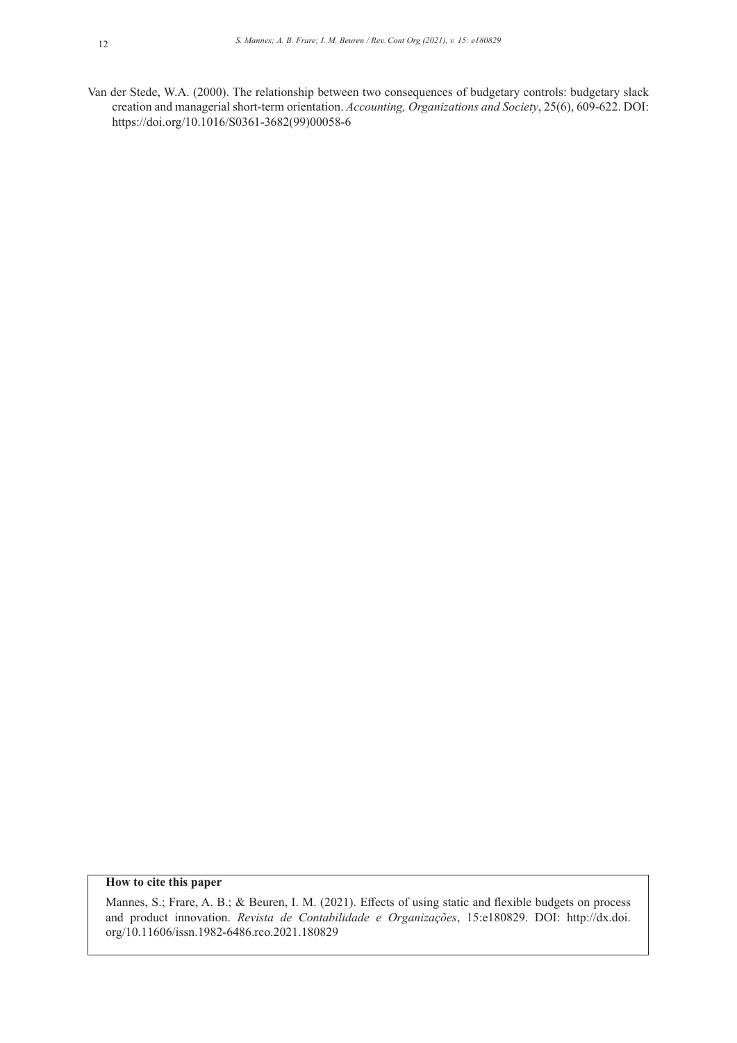Van der Stede, W.A. (2000). The relationship between two consequences of budgetary controls: budgetary slack creation and managerial short-term orientation. *Accounting, Organizations and Society*, 25(6), 609-622. DOI: https://doi.org/10.1016/S0361-3682(99)00058-6

**How to cite this paper**

Mannes, S.; Frare, A. B.; & Beuren, I. M. (2021). Effects of using static and flexible budgets on process and product innovation. *Revista de Contabilidade e Organizações*, 15:e180829. DOI: http://dx.doi.org/10.11606/issn.1982-6486.rco.2021.180829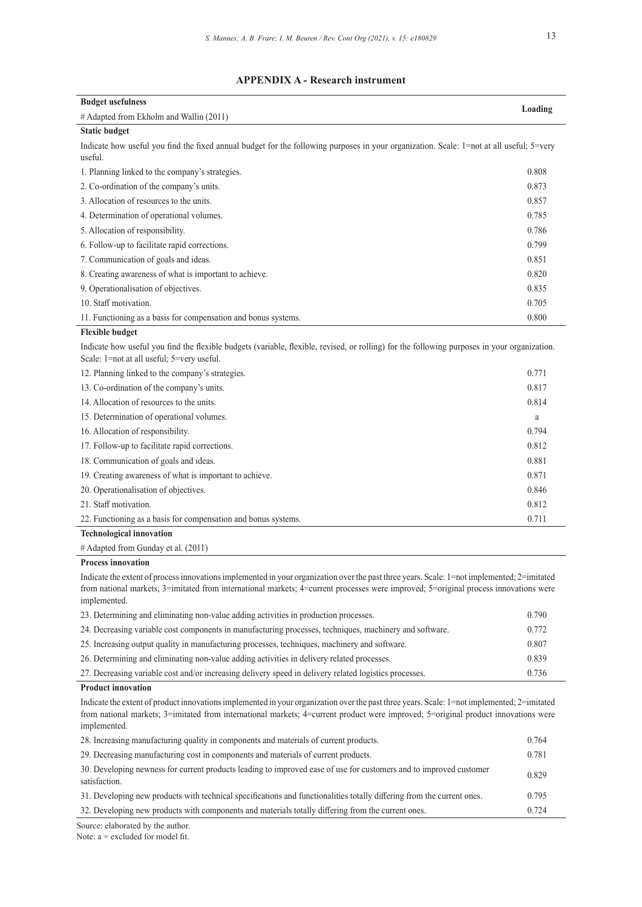## APPENDIX A - Research instrument

| Budget usefulness<br># Adapted from Ekholm and Wallin (2011) | Loading |
|---|---|
| **Static budget** | |
| Indicate how useful you find the fixed annual budget for the following purposes in your organization. Scale: 1=not at all useful; 5=very useful. | |
| 1. Planning linked to the company's strategies. | 0.808 |
| 2. Co-ordination of the company's units. | 0.873 |
| 3. Allocation of resources to the units. | 0.857 |
| 4. Determination of operational volumes. | 0.785 |
| 5. Allocation of responsibility. | 0.786 |
| 6. Follow-up to facilitate rapid corrections. | 0.799 |
| 7. Communication of goals and ideas. | 0.851 |
| 8. Creating awareness of what is important to achieve. | 0.820 |
| 9. Operationalisation of objectives. | 0.835 |
| 10. Staff motivation. | 0.705 |
| 11. Functioning as a basis for compensation and bonus systems. | 0.800 |
| **Flexible budget** | |
| Indicate how useful you find the flexible budgets (variable, flexible, revised, or rolling) for the following purposes in your organization. Scale: 1=not at all useful; 5=very useful. | |
| 12. Planning linked to the company's strategies. | 0.771 |
| 13. Co-ordination of the company's units. | 0.817 |
| 14. Allocation of resources to the units. | 0.814 |
| 15. Determination of operational volumes. | a |
| 16. Allocation of responsibility. | 0.794 |
| 17. Follow-up to facilitate rapid corrections. | 0.812 |
| 18. Communication of goals and ideas. | 0.881 |
| 19. Creating awareness of what is important to achieve. | 0.871 |
| 20. Operationalisation of objectives. | 0.846 |
| 21. Staff motivation. | 0.812 |
| 22. Functioning as a basis for compensation and bonus systems. | 0.711 |
| **Technological innovation** | |
| # Adapted from Gunday et al. (2011) | |
| **Process innovation** | |
| Indicate the extent of process innovations implemented in your organization over the past three years. Scale: 1=not implemented; 2=imitated from national markets; 3=imitated from international markets; 4=current processes were improved; 5=original process innovations were implemented. | |
| 23. Determining and eliminating non-value adding activities in production processes. | 0.790 |
| 24. Decreasing variable cost components in manufacturing processes, techniques, machinery and software. | 0.772 |
| 25. Increasing output quality in manufacturing processes, techniques, machinery and software. | 0.807 |
| 26. Determining and eliminating non-value adding activities in delivery related processes. | 0.839 |
| 27. Decreasing variable cost and/or increasing delivery speed in delivery related logistics processes. | 0.736 |
| **Product innovation** | |
| Indicate the extent of product innovations implemented in your organization over the past three years. Scale: 1=not implemented; 2=imitated from national markets; 3=imitated from international markets; 4=current product were improved; 5=original product innovations were implemented. | |
| 28. Increasing manufacturing quality in components and materials of current products. | 0.764 |
| 29. Decreasing manufacturing cost in components and materials of current products. | 0.781 |
| 30. Developing newness for current products leading to improved ease of use for customers and to improved customer satisfaction. | 0.829 |
| 31. Developing new products with technical specifications and functionalities totally differing from the current ones. | 0.795 |
| 32. Developing new products with components and materials totally differing from the current ones. | 0.724 |

Source: elaborated by the author.
Note: a = excluded for model fit.